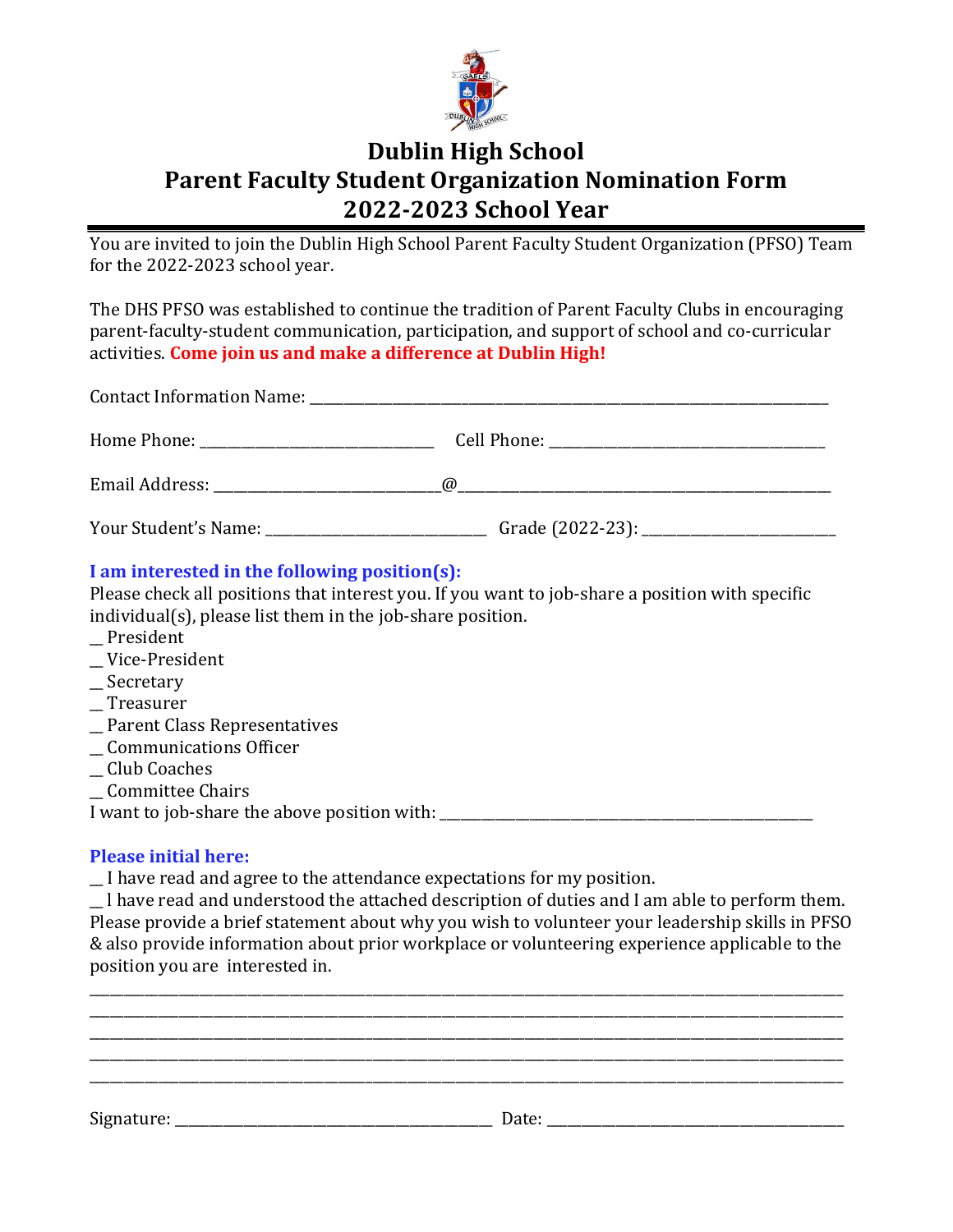# Dublin High School
# Parent Faculty Student Organization Nomination Form
# 2022-2023 School Year

---

You are invited to join the Dublin High School Parent Faculty Student Organization (PFSO) Team for the 2022-2023 school year.

The DHS PFSO was established to continue the tradition of Parent Faculty Clubs in encouraging parent-faculty-student communication, participation, and support of school and co-curricular activities. **Come join us and make a difference at Dublin High!**

Contact Information Name: ________________________________________________________________

Home Phone: ____________________________ Cell Phone: _________________________________

Email Address: ___________________________@_____________________________________________

Your Student's Name: __________________________ Grade (2022-23): _______________________

**I am interested in the following position(s):**

Please check all positions that interest you. If you want to job-share a position with specific individual(s), please list them in the job-share position.

__ President
__ Vice-President
__ Secretary
__ Treasurer
__ Parent Class Representatives
__ Communications Officer
__ Club Coaches
__ Committee Chairs
I want to job-share the above position with: ___________________________________________

**Please initial here:**

__ I have read and agree to the attendance expectations for my position.
__ l have read and understood the attached description of duties and I am able to perform them.
Please provide a brief statement about why you wish to volunteer your leadership skills in PFSO & also provide information about prior workplace or volunteering experience applicable to the position you are interested in.

_____________________________________________________________________________________
_____________________________________________________________________________________
_____________________________________________________________________________________
_____________________________________________________________________________________
_____________________________________________________________________________________

Signature: ____________________________________ Date: __________________________________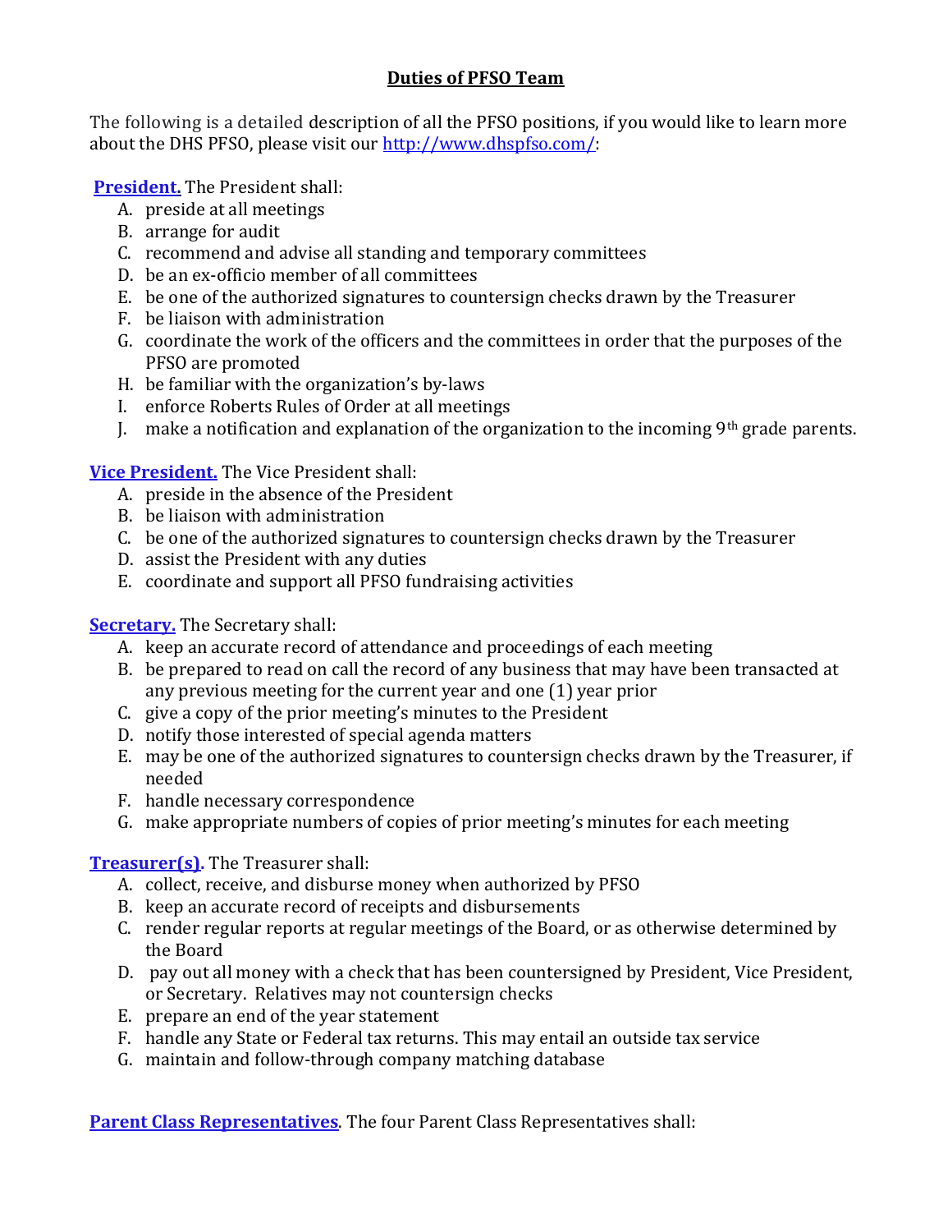## Duties of PFSO Team

The following is a detailed description of all the PFSO positions, if you would like to learn more about the DHS PFSO, please visit our [http://www.dhspfso.com/](http://www.dhspfso.com/):

**President.** The President shall:

A. preside at all meetings
B. arrange for audit
C. recommend and advise all standing and temporary committees
D. be an ex-officio member of all committees
E. be one of the authorized signatures to countersign checks drawn by the Treasurer
F. be liaison with administration
G. coordinate the work of the officers and the committees in order that the purposes of the PFSO are promoted
H. be familiar with the organization's by-laws
I. enforce Roberts Rules of Order at all meetings
J. make a notification and explanation of the organization to the incoming 9th grade parents.

**Vice President.** The Vice President shall:

A. preside in the absence of the President
B. be liaison with administration
C. be one of the authorized signatures to countersign checks drawn by the Treasurer
D. assist the President with any duties
E. coordinate and support all PFSO fundraising activities

**Secretary.** The Secretary shall:

A. keep an accurate record of attendance and proceedings of each meeting
B. be prepared to read on call the record of any business that may have been transacted at any previous meeting for the current year and one (1) year prior
C. give a copy of the prior meeting's minutes to the President
D. notify those interested of special agenda matters
E. may be one of the authorized signatures to countersign checks drawn by the Treasurer, if needed
F. handle necessary correspondence
G. make appropriate numbers of copies of prior meeting's minutes for each meeting

**Treasurer(s).** The Treasurer shall:

A. collect, receive, and disburse money when authorized by PFSO
B. keep an accurate record of receipts and disbursements
C. render regular reports at regular meetings of the Board, or as otherwise determined by the Board
D. pay out all money with a check that has been countersigned by President, Vice President, or Secretary. Relatives may not countersign checks
E. prepare an end of the year statement
F. handle any State or Federal tax returns. This may entail an outside tax service
G. maintain and follow-through company matching database

**Parent Class Representatives**. The four Parent Class Representatives shall: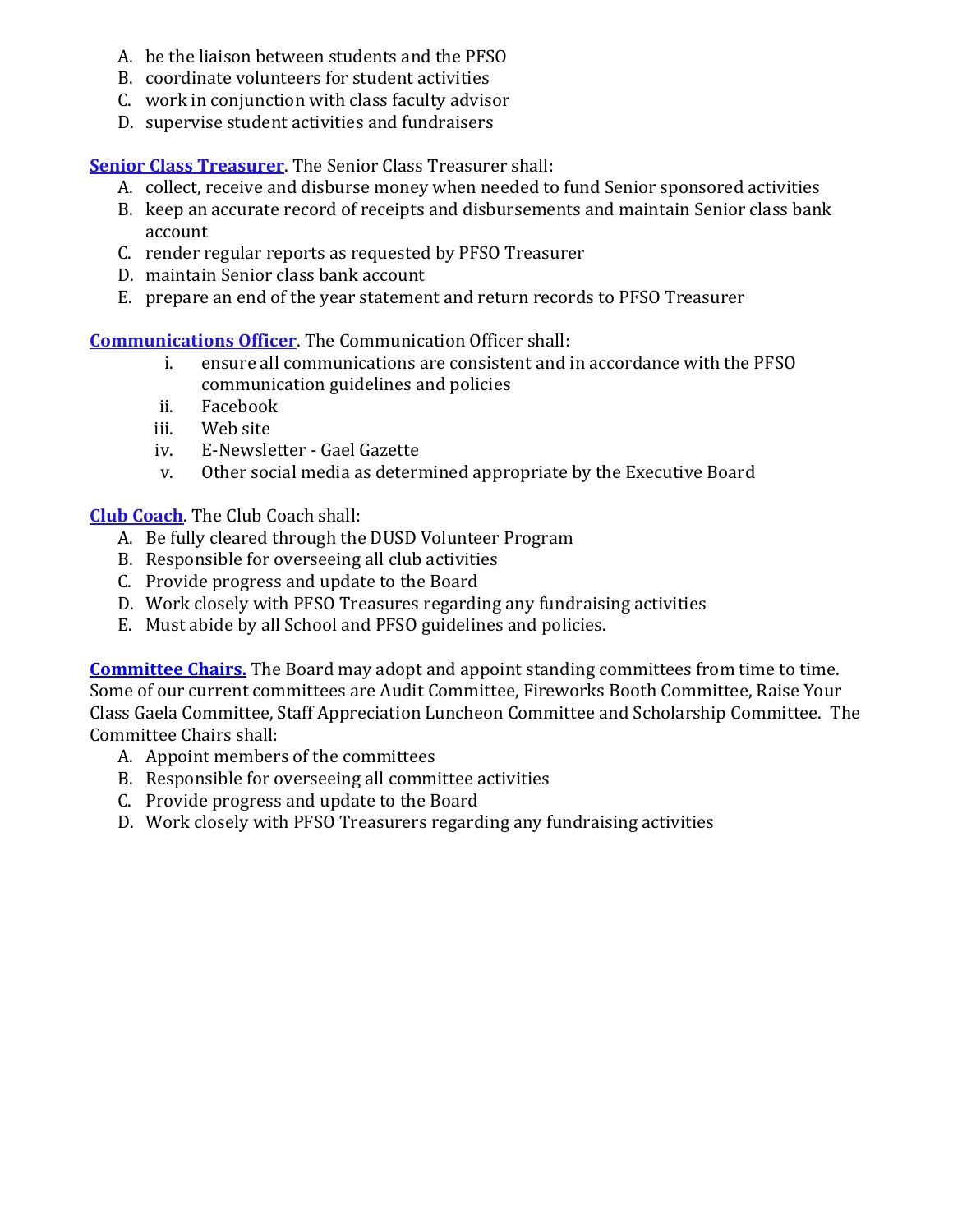A. be the liaison between students and the PFSO
B. coordinate volunteers for student activities
C. work in conjunction with class faculty advisor
D. supervise student activities and fundraisers

**Senior Class Treasurer**. The Senior Class Treasurer shall:

A. collect, receive and disburse money when needed to fund Senior sponsored activities
B. keep an accurate record of receipts and disbursements and maintain Senior class bank account
C. render regular reports as requested by PFSO Treasurer
D. maintain Senior class bank account
E. prepare an end of the year statement and return records to PFSO Treasurer

**Communications Officer**. The Communication Officer shall:

i. ensure all communications are consistent and in accordance with the PFSO communication guidelines and policies
ii. Facebook
iii. Web site
iv. E-Newsletter - Gael Gazette
v. Other social media as determined appropriate by the Executive Board

**Club Coach**. The Club Coach shall:

A. Be fully cleared through the DUSD Volunteer Program
B. Responsible for overseeing all club activities
C. Provide progress and update to the Board
D. Work closely with PFSO Treasures regarding any fundraising activities
E. Must abide by all School and PFSO guidelines and policies.

**Committee Chairs.** The Board may adopt and appoint standing committees from time to time. Some of our current committees are Audit Committee, Fireworks Booth Committee, Raise Your Class Gaela Committee, Staff Appreciation Luncheon Committee and Scholarship Committee. The Committee Chairs shall:

A. Appoint members of the committees
B. Responsible for overseeing all committee activities
C. Provide progress and update to the Board
D. Work closely with PFSO Treasurers regarding any fundraising activities